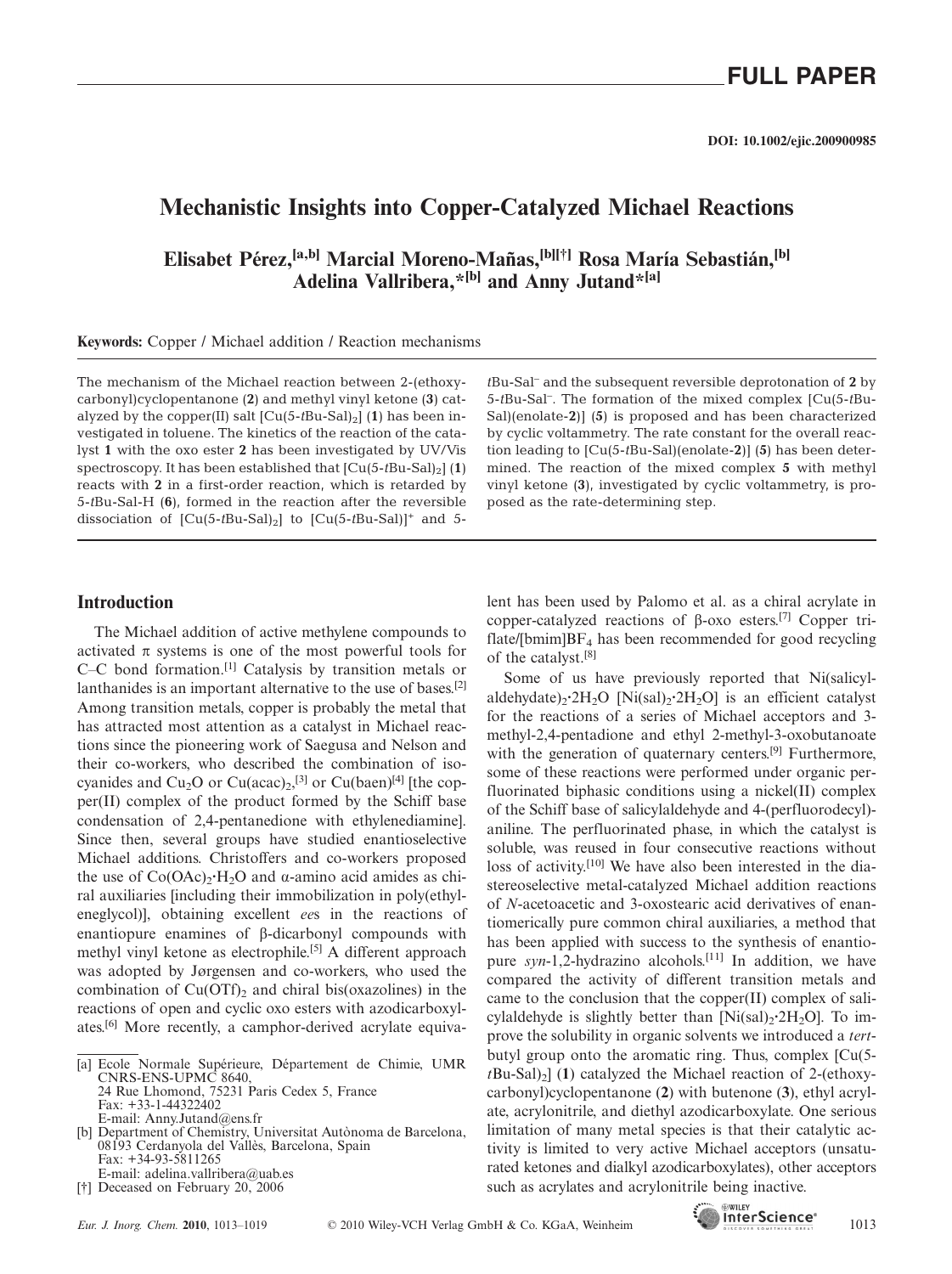FULL PAPER

DOI: 10.1002/ejic.200900985

# Mechanistic Insights into Copper-Catalyzed Michael Reactions

**Elisabet Pérez,[a,b] Marcial Moreno-Mañas,[b][†] Rosa María Sebastián,[b] Adelina Vallribera,*[b] and Anny Jutand*[a]**

**Keywords:** Copper / Michael addition / Reaction mechanisms

The mechanism of the Michael reaction between 2-(ethoxycarbonyl)cyclopentanone (**2**) and methyl vinyl ketone (**3**) catalyzed by the copper(II) salt [Cu(5-*t*Bu-Sal)$_2$] (**1**) has been investigated in toluene. The kinetics of the reaction of the catalyst **1** with the oxo ester **2** has been investigated by UV/Vis spectroscopy. It has been established that [Cu(5-*t*Bu-Sal)$_2$] (**1**) reacts with **2** in a first-order reaction, which is retarded by 5-*t*Bu-Sal-H (**6**), formed in the reaction after the reversible dissociation of [Cu(5-*t*Bu-Sal)$_2$] to [Cu(5-*t*Bu-Sal)]$^+$ and 5-*t*Bu-Sal$^-$ and the subsequent reversible deprotonation of **2** by 5-*t*Bu-Sal$^-$. The formation of the mixed complex [Cu(5-*t*Bu-Sal)(enolate-**2**)] (**5**) is proposed and has been characterized by cyclic voltammetry. The rate constant for the overall reaction leading to [Cu(5-*t*Bu-Sal)(enolate-**2**)] (**5**) has been determined. The reaction of the mixed complex **5** with methyl vinyl ketone (**3**), investigated by cyclic voltammetry, is proposed as the rate-determining step.

## Introduction

The Michael addition of active methylene compounds to activated π systems is one of the most powerful tools for C–C bond formation.[1] Catalysis by transition metals or lanthanides is an important alternative to the use of bases.[2] Among transition metals, copper is probably the metal that has attracted most attention as a catalyst in Michael reactions since the pioneering work of Saegusa and Nelson and their co-workers, who described the combination of isocyanides and $Cu_2O$ or Cu(acac)$_2$,[3] or Cu(baen)[4] [the copper(II) complex of the product formed by the Schiff base condensation of 2,4-pentanedione with ethylenediamine]. Since then, several groups have studied enantioselective Michael additions. Christoffers and co-workers proposed the use of Co(OAc)$_2$·$H_2O$ and α-amino acid amides as chiral auxiliaries [including their immobilization in poly(ethyleneglycol)], obtaining excellent *ee*s in the reactions of enantiopure enamines of β-dicarbonyl compounds with methyl vinyl ketone as electrophile.[5] A different approach was adopted by Jørgensen and co-workers, who used the combination of Cu(OTf)$_2$ and chiral bis(oxazolines) in the reactions of open and cyclic oxo esters with azodicarboxylates.[6] More recently, a camphor-derived acrylate equivalent has been used by Palomo et al. as a chiral acrylate in copper-catalyzed reactions of β-oxo esters.[7] Copper triflate/[bmim]BF$_4$ has been recommended for good recycling of the catalyst.[8]

Some of us have previously reported that Ni(salicylaldehydate)$_2$·2$H_2O$ [Ni(sal)$_2$·2$H_2O$] is an efficient catalyst for the reactions of a series of Michael acceptors and 3-methyl-2,4-pentadione and ethyl 2-methyl-3-oxobutanoate with the generation of quaternary centers.[9] Furthermore, some of these reactions were performed under organic perfluorinated biphasic conditions using a nickel(II) complex of the Schiff base of salicylaldehyde and 4-(perfluorodecyl)aniline. The perfluorinated phase, in which the catalyst is soluble, was reused in four consecutive reactions without loss of activity.[10] We have also been interested in the diastereoselective metal-catalyzed Michael addition reactions of *N*-acetoacetic and 3-oxostearic acid derivatives of enantiomerically pure common chiral auxiliaries, a method that has been applied with success to the synthesis of enantiopure *syn*-1,2-hydrazino alcohols.[11] In addition, we have compared the activity of different transition metals and came to the conclusion that the copper(II) complex of salicylaldehyde is slightly better than [Ni(sal)$_2$·2$H_2O$]. To improve the solubility in organic solvents we introduced a *tert*-butyl group onto the aromatic ring. Thus, complex [Cu(5-*t*Bu-Sal)$_2$] (**1**) catalyzed the Michael reaction of 2-(ethoxycarbonyl)cyclopentanone (**2**) with butenone (**3**), ethyl acrylate, acrylonitrile, and diethyl azodicarboxylate. One serious limitation of many metal species is that their catalytic activity is limited to very active Michael acceptors (unsaturated ketones and dialkyl azodicarboxylates), other acceptors such as acrylates and acrylonitrile being inactive.

[a] Ecole Normale Supérieure, Département de Chimie, UMR CNRS-ENS-UPMC 8640,
24 Rue Lhomond, 75231 Paris Cedex 5, France
Fax: +33-1-44322402
E-mail: Anny.Jutand@ens.fr

[b] Department of Chemistry, Universitat Autònoma de Barcelona, 08193 Cerdanyola del Vallès, Barcelona, Spain
Fax: +34-93-5811265
E-mail: adelina.vallribera@uab.es

[†] Deceased on February 20, 2006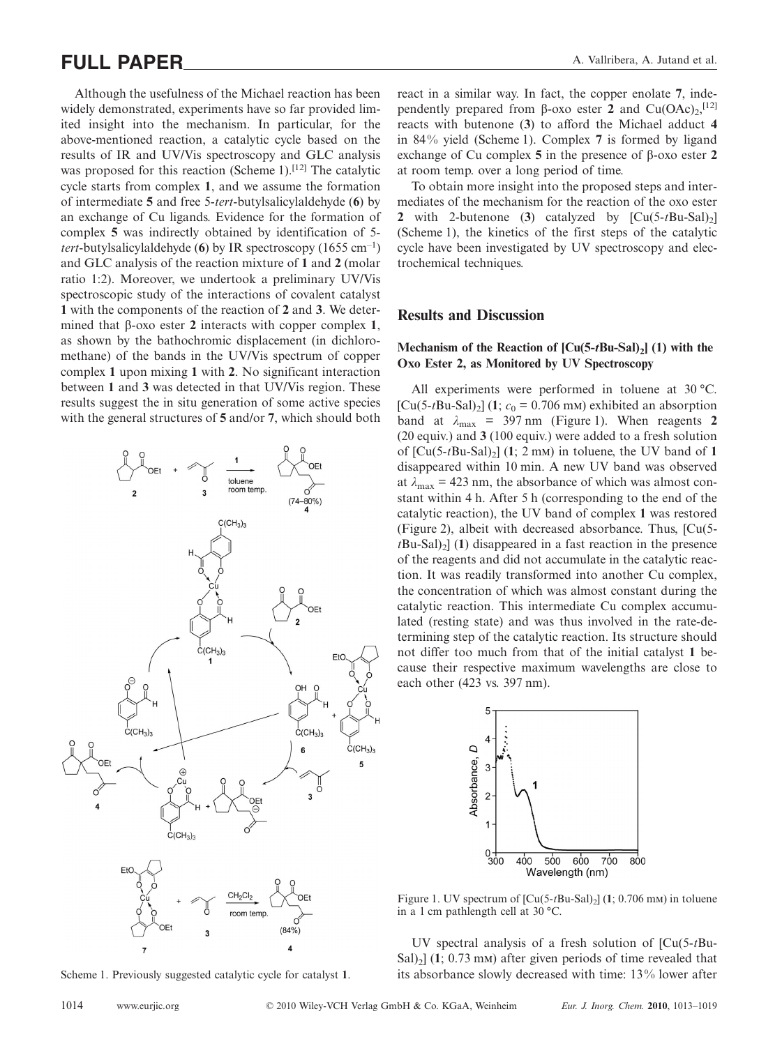Although the usefulness of the Michael reaction has been widely demonstrated, experiments have so far provided limited insight into the mechanism. In particular, for the above-mentioned reaction, a catalytic cycle based on the results of IR and UV/Vis spectroscopy and GLC analysis was proposed for this reaction (Scheme 1).[12] The catalytic cycle starts from complex **1**, and we assume the formation of intermediate **5** and free 5-*tert*-butylsalicylaldehyde (**6**) by an exchange of Cu ligands. Evidence for the formation of complex **5** was indirectly obtained by identification of 5-*tert*-butylsalicylaldehyde (**6**) by IR spectroscopy (1655 $cm^{-1}$) and GLC analysis of the reaction mixture of **1** and **2** (molar ratio 1:2). Moreover, we undertook a preliminary UV/Vis spectroscopic study of the interactions of covalent catalyst **1** with the components of the reaction of **2** and **3**. We determined that β-oxo ester **2** interacts with copper complex **1**, as shown by the bathochromic displacement (in dichloromethane) of the bands in the UV/Vis spectrum of copper complex **1** upon mixing **1** with **2**. No significant interaction between **1** and **3** was detected in that UV/Vis region. These results suggest the in situ generation of some active species with the general structures of **5** and/or **7**, which should both react in a similar way. In fact, the copper enolate **7**, independently prepared from β-oxo ester **2** and $Cu(OAc)_2$,[12] reacts with butenone (**3**) to afford the Michael adduct **4** in 84% yield (Scheme 1). Complex **7** is formed by ligand exchange of Cu complex **5** in the presence of β-oxo ester **2** at room temp. over a long period of time.

Scheme 1. Previously suggested catalytic cycle for catalyst **1**.

To obtain more insight into the proposed steps and intermediates of the mechanism for the reaction of the oxo ester **2** with 2-butenone (**3**) catalyzed by [Cu(5-*t*Bu-Sal)$_2$] (Scheme 1), the kinetics of the first steps of the catalytic cycle have been investigated by UV spectroscopy and electrochemical techniques.

## Results and Discussion

### Mechanism of the Reaction of [Cu(5-*t*Bu-Sal)$_2$] (1) with the Oxo Ester 2, as Monitored by UV Spectroscopy

All experiments were performed in toluene at 30 °C. [Cu(5-*t*Bu-Sal)$_2$] (**1**; $c_0$ = 0.706 mM) exhibited an absorption band at $\lambda_{max}$ = 397 nm (Figure 1). When reagents **2** (20 equiv.) and **3** (100 equiv.) were added to a fresh solution of [Cu(5-*t*Bu-Sal)$_2$] (**1**; 2 mM) in toluene, the UV band of **1** disappeared within 10 min. A new UV band was observed at $\lambda_{max}$ = 423 nm, the absorbance of which was almost constant within 4 h. After 5 h (corresponding to the end of the catalytic reaction), the UV band of complex **1** was restored (Figure 2), albeit with decreased absorbance. Thus, [Cu(5-*t*Bu-Sal)$_2$] (**1**) disappeared in a fast reaction in the presence of the reagents and did not accumulate in the catalytic reaction. It was readily transformed into another Cu complex, the concentration of which was almost constant during the catalytic reaction. This intermediate Cu complex accumulated (resting state) and was thus involved in the rate-determining step of the catalytic reaction. Its structure should not differ too much from that of the initial catalyst **1** because their respective maximum wavelengths are close to each other (423 vs. 397 nm).

Figure 1. UV spectrum of [Cu(5-*t*Bu-Sal)$_2$] (**1**; 0.706 mM) in toluene in a 1 cm pathlength cell at 30 °C.

UV spectral analysis of a fresh solution of [Cu(5-*t*Bu-Sal)$_2$] (**1**; 0.73 mM) after given periods of time revealed that its absorbance slowly decreased with time: 13% lower after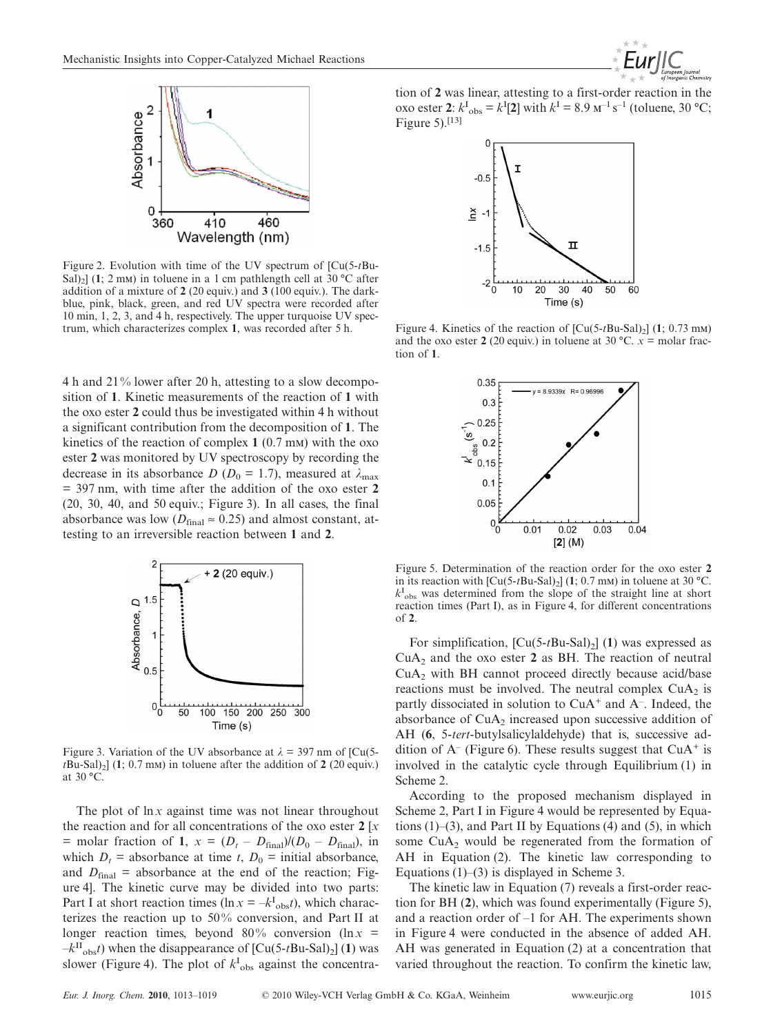Figure 2. Evolution with time of the UV spectrum of [Cu(5-*t*Bu-Sal)$_2$] (**1**; 2 mM) in toluene in a 1 cm pathlength cell at 30 °C after addition of a mixture of **2** (20 equiv.) and **3** (100 equiv.). The dark-blue, pink, black, green, and red UV spectra were recorded after 10 min, 1, 2, 3, and 4 h, respectively. The upper turquoise UV spectrum, which characterizes complex **1**, was recorded after 5 h.

4 h and 21% lower after 20 h, attesting to a slow decomposition of **1**. Kinetic measurements of the reaction of **1** with the oxo ester **2** could thus be investigated within 4 h without a significant contribution from the decomposition of **1**. The kinetics of the reaction of complex **1** (0.7 mM) with the oxo ester **2** was monitored by UV spectroscopy by recording the decrease in its absorbance $D$ ($D_0$ = 1.7), measured at $\lambda_{max}$ = 397 nm, with time after the addition of the oxo ester **2** (20, 30, 40, and 50 equiv.; Figure 3). In all cases, the final absorbance was low ($D_{final} \approx 0.25$) and almost constant, attesting to an irreversible reaction between **1** and **2**.

Figure 3. Variation of the UV absorbance at $\lambda$ = 397 nm of [Cu(5-*t*Bu-Sal)$_2$] (**1**; 0.7 mM) in toluene after the addition of **2** (20 equiv.) at 30 °C.

The plot of $\ln x$ against time was not linear throughout the reaction and for all concentrations of the oxo ester **2** [$x$ = molar fraction of **1**, $x = (D_t - D_{final})/(D_0 - D_{final})$, in which $D_t$ = absorbance at time $t$, $D_0$ = initial absorbance, and $D_{final}$ = absorbance at the end of the reaction; Figure 4]. The kinetic curve may be divided into two parts: Part I at short reaction times ($\ln x = -k^{I}_{obs}t$), which characterizes the reaction up to 50% conversion, and Part II at longer reaction times, beyond 80% conversion ($\ln x = -k^{II}_{obs}t$) when the disappearance of [Cu(5-*t*Bu-Sal)$_2$] (**1**) was slower (Figure 4). The plot of $k^{I}_{obs}$ against the concentration of **2** was linear, attesting to a first-order reaction in the oxo ester **2**: $k^{I}_{obs} = k^{I}[\mathbf{2}]$ with $k^{I}$ = 8.9 M$^{-1}$ s$^{-1}$ (toluene, 30 °C; Figure 5).[13]

Figure 4. Kinetics of the reaction of [Cu(5-*t*Bu-Sal)$_2$] (**1**; 0.73 mM) and the oxo ester **2** (20 equiv.) in toluene at 30 °C. $x$ = molar fraction of **1**.

Figure 5. Determination of the reaction order for the oxo ester **2** in its reaction with [Cu(5-*t*Bu-Sal)$_2$] (**1**; 0.7 mM) in toluene at 30 °C. $k^{I}_{obs}$ was determined from the slope of the straight line at short reaction times (Part I), as in Figure 4, for different concentrations of **2**.

For simplification, [Cu(5-*t*Bu-Sal)$_2$] (**1**) was expressed as $CuA_2$ and the oxo ester **2** as BH. The reaction of neutral $CuA_2$ with BH cannot proceed directly because acid/base reactions must be involved. The neutral complex $CuA_2$ is partly dissociated in solution to $CuA^+$ and $A^-$. Indeed, the absorbance of $CuA_2$ increased upon successive addition of AH (**6**, 5-*tert*-butylsalicylaldehyde) that is, successive addition of $A^-$ (Figure 6). These results suggest that $CuA^+$ is involved in the catalytic cycle through Equilibrium (1) in Scheme 2.

According to the proposed mechanism displayed in Scheme 2, Part I in Figure 4 would be represented by Equations (1)–(3), and Part II by Equations (4) and (5), in which some $CuA_2$ would be regenerated from the formation of AH in Equation (2). The kinetic law corresponding to Equations (1)–(3) is displayed in Scheme 3.

The kinetic law in Equation (7) reveals a first-order reaction for BH (**2**), which was found experimentally (Figure 5), and a reaction order of –1 for AH. The experiments shown in Figure 4 were conducted in the absence of added AH. AH was generated in Equation (2) at a concentration that varied throughout the reaction. To confirm the kinetic law,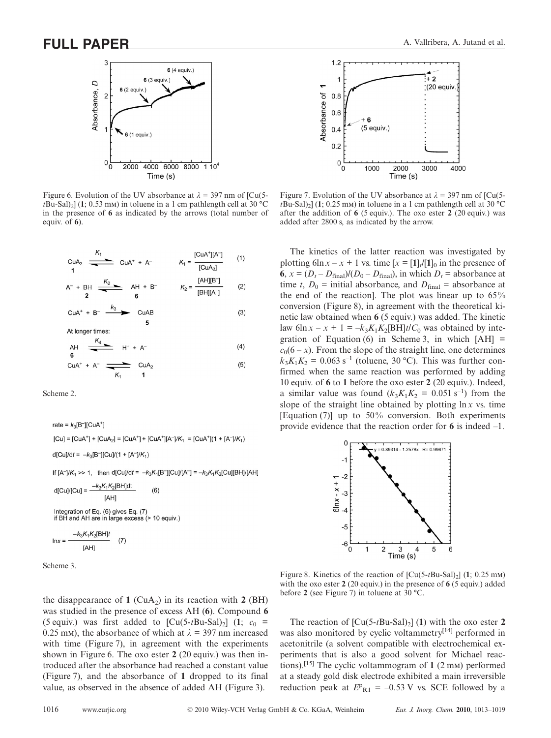Figure 6. Evolution of the UV absorbance at $\lambda$ = 397 nm of [Cu(5-*t*Bu-Sal)$_2$] (**1**; 0.53 mM) in toluene in a 1 cm pathlength cell at 30 °C in the presence of **6** as indicated by the arrows (total number of equiv. of **6**).

Figure 7. Evolution of the UV absorbance at $\lambda$ = 397 nm of [Cu(5-*t*Bu-Sal)$_2$] (**1**; 0.25 mM) in toluene in a 1 cm pathlength cell at 30 °C after the addition of **6** (5 equiv.). The oxo ester **2** (20 equiv.) was added after 2800 s, as indicated by the arrow.

$$\underset{\mathbf{1}}{CuA_2} \underset{}{\overset{K_1}{\rightleftharpoons}} CuA^+ + A^- \qquad K_1 = \frac{[CuA^+][A^-]}{[CuA_2]} \qquad (1)$$

$$A^- + \underset{\mathbf{2}}{BH} \overset{K_2}{\rightleftharpoons} \underset{\mathbf{6}}{AH} + B^- \qquad K_2 = \frac{[AH][B^-]}{[BH][A^-]} \qquad (2)$$

$$CuA^+ + B^- \xrightarrow{k_3} \underset{\mathbf{5}}{CuAB} \qquad (3)$$

At longer times:

$$\underset{\mathbf{6}}{AH} \overset{K_4}{\rightleftharpoons} H^+ + A^- \qquad (4)$$

$$CuA^+ + A^- \underset{K_1}{\rightleftharpoons} \underset{\mathbf{1}}{CuA_2} \qquad (5)$$

Scheme 2.

$$\text{rate} = k_3[B^-][CuA^+]$$

$$[Cu] = [CuA^+] + [CuA_2] = [CuA^+] + [CuA^+][A^-]/K_1 = [CuA^+](1 + [A^-]/K_1)$$

$$d[Cu]/dt = -k_3[B^-][Cu]/(1 + [A^-]/K_1)$$

If $[A^-]/K_1 >> 1$, then $d[Cu]/dt = -k_3K_1[B^-][Cu]/[A^-] = -k_3K_1K_2[Cu][BH]/[AH]$

$$d[Cu]/[Cu] = \frac{-k_3K_1K_2[BH]dt}{[AH]} \qquad (6)$$

Integration of Eq. (6) gives Eq. (7) if BH and AH are in large excess (> 10 equiv.)

$$\ln x = \frac{-k_3K_1K_2[BH]t}{[AH]} \qquad (7)$$

Scheme 3.

the disappearance of **1** (CuA$_2$) in its reaction with **2** (BH) was studied in the presence of excess AH (**6**). Compound **6** (5 equiv.) was first added to [Cu(5-*t*Bu-Sal)$_2$] (**1**; $c_0$ = 0.25 mM), the absorbance of which at $\lambda$ = 397 nm increased with time (Figure 7), in agreement with the experiments shown in Figure 6. The oxo ester **2** (20 equiv.) was then introduced after the absorbance had reached a constant value (Figure 7), and the absorbance of **1** dropped to its final value, as observed in the absence of added AH (Figure 3).

The kinetics of the latter reaction was investigated by plotting $6\ln x - x + 1$ vs. time [$x = [\mathbf{1}]_t/[\mathbf{1}]_0$ in the presence of **6**, $x = (D_t - D_{final})/(D_0 - D_{final})$, in which $D_t$ = absorbance at time $t$, $D_0$ = initial absorbance, and $D_{final}$ = absorbance at the end of the reaction]. The plot was linear up to 65% conversion (Figure 8), in agreement with the theoretical kinetic law obtained when **6** (5 equiv.) was added. The kinetic law $6\ln x - x + 1 = -k_3K_1K_2[BH]t/C_0$ was obtained by integration of Equation (6) in Scheme 3, in which [AH] = $c_0(6 - x)$. From the slope of the straight line, one determines $k_3K_1K_2 = 0.063\ s^{-1}$ (toluene, 30 °C). This was further confirmed when the same reaction was performed by adding 10 equiv. of **6** to **1** before the oxo ester **2** (20 equiv.). Indeed, a similar value was found ($k_3K_1K_2 = 0.051\ s^{-1}$) from the slope of the straight line obtained by plotting $\ln x$ vs. time [Equation (7)] up to 50% conversion. Both experiments provide evidence that the reaction order for **6** is indeed –1.

Figure 8. Kinetics of the reaction of [Cu(5-*t*Bu-Sal)$_2$] (**1**; 0.25 mM) with the oxo ester **2** (20 equiv.) in the presence of **6** (5 equiv.) added before **2** (see Figure 7) in toluene at 30 °C.

The reaction of [Cu(5-*t*Bu-Sal)$_2$] (**1**) with the oxo ester **2** was also monitored by cyclic voltammetry[14] performed in acetonitrile (a solvent compatible with electrochemical experiments that is also a good solvent for Michael reactions).[15] The cyclic voltammogram of **1** (2 mM) performed at a steady gold disk electrode exhibited a main irreversible reduction peak at $E^p_{R1}$ = –0.53 V vs. SCE followed by a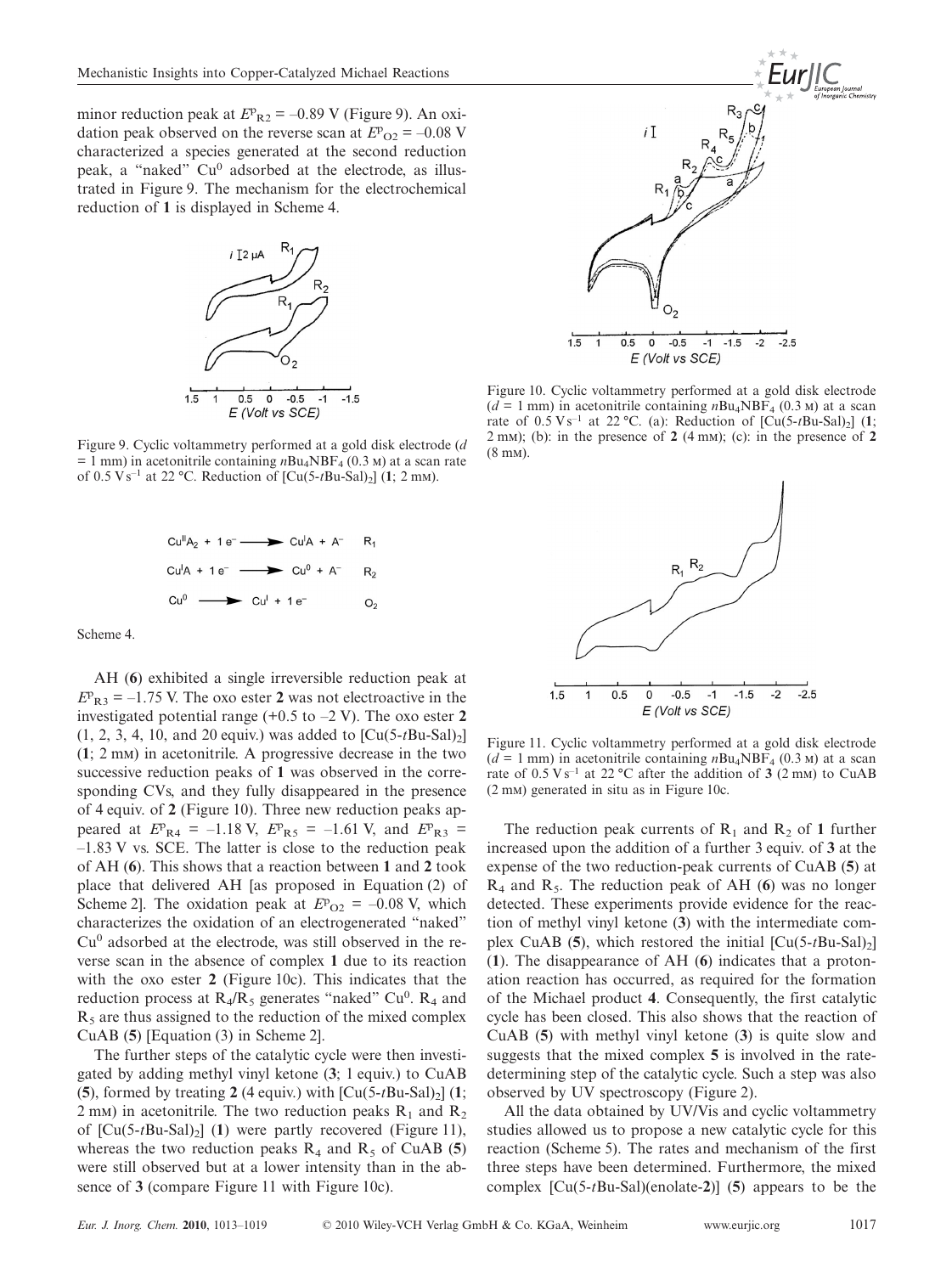minor reduction peak at $E^{p}_{R2} = -0.89$ V (Figure 9). An oxidation peak observed on the reverse scan at $E^{p}_{O2} = -0.08$ V characterized a species generated at the second reduction peak, a "naked" $Cu^0$ adsorbed at the electrode, as illustrated in Figure 9. The mechanism for the electrochemical reduction of **1** is displayed in Scheme 4.

Figure 9. Cyclic voltammetry performed at a gold disk electrode ($d$ = 1 mm) in acetonitrile containing $n$Bu$_4$NBF$_4$ (0.3 M) at a scan rate of 0.5 V s$^{-1}$ at 22 °C. Reduction of [Cu(5-$t$Bu-Sal)$_2$] (**1**; 2 mM).

$$Cu^{II}A_2 + 1\,e^- \longrightarrow Cu^{I}A + A^- \quad R_1$$

$$Cu^{I}A + 1\,e^- \longrightarrow Cu^{0} + A^- \quad R_2$$

$$Cu^{0} \longrightarrow Cu^{I} + 1\,e^- \quad O_2$$

Scheme 4.

AH (**6**) exhibited a single irreversible reduction peak at $E^{p}_{R3} = -1.75$ V. The oxo ester **2** was not electroactive in the investigated potential range (+0.5 to –2 V). The oxo ester **2** (1, 2, 3, 4, 10, and 20 equiv.) was added to [Cu(5-$t$Bu-Sal)$_2$] (**1**; 2 mM) in acetonitrile. A progressive decrease in the two successive reduction peaks of **1** was observed in the corresponding CVs, and they fully disappeared in the presence of 4 equiv. of **2** (Figure 10). Three new reduction peaks appeared at $E^{p}_{R4} = -1.18$ V, $E^{p}_{R5} = -1.61$ V, and $E^{p}_{R3} = -1.83$ V vs. SCE. The latter is close to the reduction peak of AH (**6**). This shows that a reaction between **1** and **2** took place that delivered AH [as proposed in Equation (2) of Scheme 2]. The oxidation peak at $E^{p}_{O2} = -0.08$ V, which characterizes the oxidation of an electrogenerated "naked" $Cu^0$ adsorbed at the electrode, was still observed in the reverse scan in the absence of complex **1** due to its reaction with the oxo ester **2** (Figure 10c). This indicates that the reduction process at R$_4$/R$_5$ generates "naked" $Cu^0$. R$_4$ and R$_5$ are thus assigned to the reduction of the mixed complex CuAB (**5**) [Equation (3) in Scheme 2].

The further steps of the catalytic cycle were then investigated by adding methyl vinyl ketone (**3**; 1 equiv.) to CuAB (**5**), formed by treating **2** (4 equiv.) with [Cu(5-$t$Bu-Sal)$_2$] (**1**; 2 mM) in acetonitrile. The two reduction peaks R$_1$ and R$_2$ of [Cu(5-$t$Bu-Sal)$_2$] (**1**) were partly recovered (Figure 11), whereas the two reduction peaks R$_4$ and R$_5$ of CuAB (**5**) were still observed but at a lower intensity than in the absence of **3** (compare Figure 11 with Figure 10c).

Figure 10. Cyclic voltammetry performed at a gold disk electrode ($d$ = 1 mm) in acetonitrile containing $n$Bu$_4$NBF$_4$ (0.3 M) at a scan rate of 0.5 V s$^{-1}$ at 22 °C. (a): Reduction of [Cu(5-$t$Bu-Sal)$_2$] (**1**; 2 mM); (b): in the presence of **2** (4 mM); (c): in the presence of **2** (8 mM).

Figure 11. Cyclic voltammetry performed at a gold disk electrode ($d$ = 1 mm) in acetonitrile containing $n$Bu$_4$NBF$_4$ (0.3 M) at a scan rate of 0.5 V s$^{-1}$ at 22 °C after the addition of **3** (2 mM) to CuAB (2 mM) generated in situ as in Figure 10c.

The reduction peak currents of R$_1$ and R$_2$ of **1** further increased upon the addition of a further 3 equiv. of **3** at the expense of the two reduction-peak currents of CuAB (**5**) at R$_4$ and R$_5$. The reduction peak of AH (**6**) was no longer detected. These experiments provide evidence for the reaction of methyl vinyl ketone (**3**) with the intermediate complex CuAB (**5**), which restored the initial [Cu(5-$t$Bu-Sal)$_2$] (**1**). The disappearance of AH (**6**) indicates that a protonation reaction has occurred, as required for the formation of the Michael product **4**. Consequently, the first catalytic cycle has been closed. This also shows that the reaction of CuAB (**5**) with methyl vinyl ketone (**3**) is quite slow and suggests that the mixed complex **5** is involved in the rate-determining step of the catalytic cycle. Such a step was also observed by UV spectroscopy (Figure 2).

All the data obtained by UV/Vis and cyclic voltammetry studies allowed us to propose a new catalytic cycle for this reaction (Scheme 5). The rates and mechanism of the first three steps have been determined. Furthermore, the mixed complex [Cu(5-$t$Bu-Sal)(enolate-**2**)] (**5**) appears to be the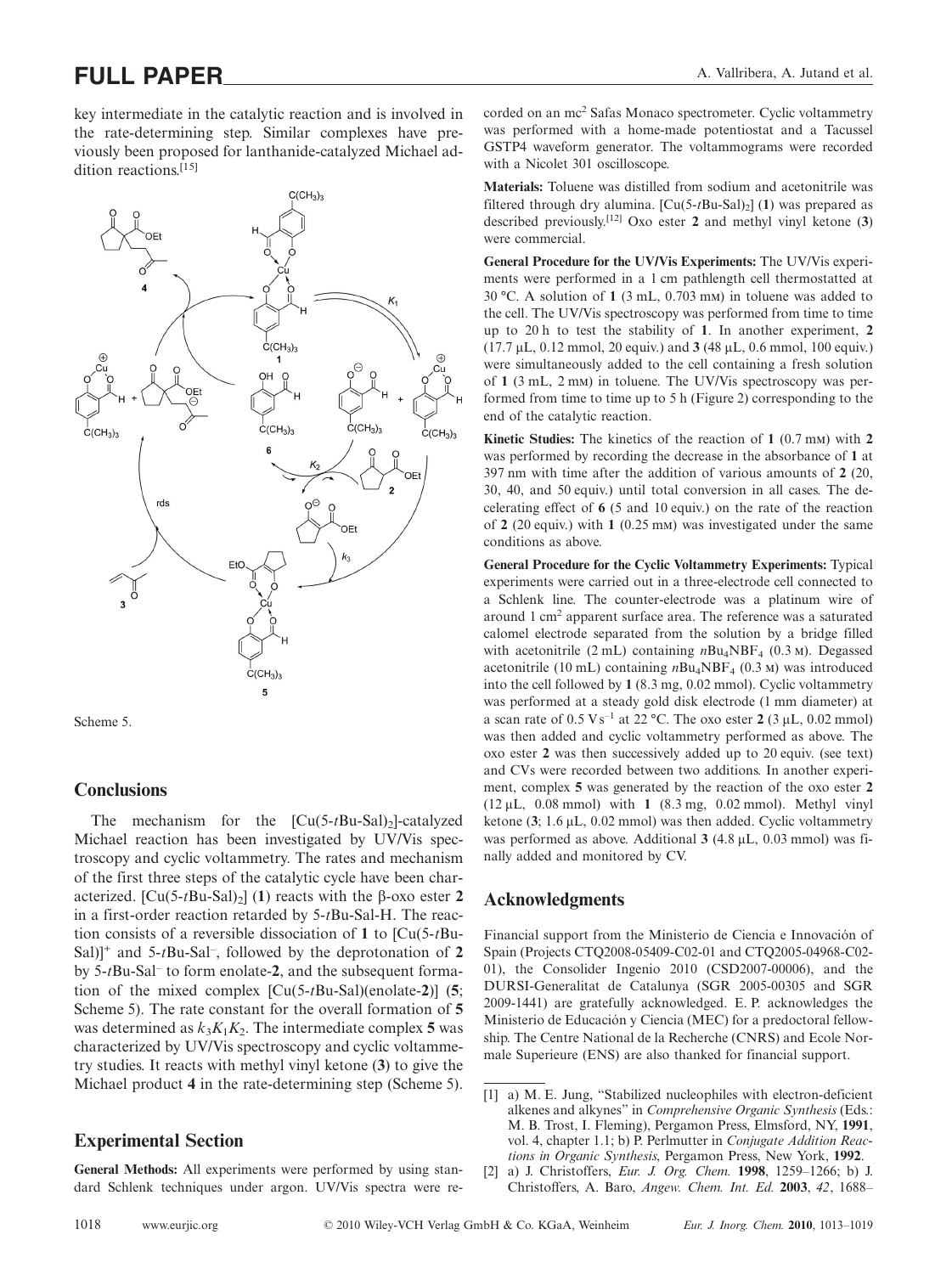key intermediate in the catalytic reaction and is involved in the rate-determining step. Similar complexes have previously been proposed for lanthanide-catalyzed Michael addition reactions.[15]

Scheme 5.

## Conclusions

The mechanism for the [Cu(5-*t*Bu-Sal)$_2$]-catalyzed Michael reaction has been investigated by UV/Vis spectroscopy and cyclic voltammetry. The rates and mechanism of the first three steps of the catalytic cycle have been characterized. [Cu(5-*t*Bu-Sal)$_2$] (**1**) reacts with the β-oxo ester **2** in a first-order reaction retarded by 5-*t*Bu-Sal-H. The reaction consists of a reversible dissociation of **1** to [Cu(5-*t*Bu-Sal)]$^+$ and 5-*t*Bu-Sal$^-$, followed by the deprotonation of **2** by 5-*t*Bu-Sal$^-$ to form enolate-**2**, and the subsequent formation of the mixed complex [Cu(5-*t*Bu-Sal)(enolate-**2**)] (**5**; Scheme 5). The rate constant for the overall formation of **5** was determined as $k_3K_1K_2$. The intermediate complex **5** was characterized by UV/Vis spectroscopy and cyclic voltammetry studies. It reacts with methyl vinyl ketone (**3**) to give the Michael product **4** in the rate-determining step (Scheme 5).

## Experimental Section

**General Methods:** All experiments were performed by using standard Schlenk techniques under argon. UV/Vis spectra were recorded on an mc$^2$ Safas Monaco spectrometer. Cyclic voltammetry was performed with a home-made potentiostat and a Tacussel GSTP4 waveform generator. The voltammograms were recorded with a Nicolet 301 oscilloscope.

**Materials:** Toluene was distilled from sodium and acetonitrile was filtered through dry alumina. [Cu(5-*t*Bu-Sal)$_2$] (**1**) was prepared as described previously.[12] Oxo ester **2** and methyl vinyl ketone (**3**) were commercial.

**General Procedure for the UV/Vis Experiments:** The UV/Vis experiments were performed in a 1 cm pathlength cell thermostatted at 30 °C. A solution of **1** (3 mL, 0.703 mM) in toluene was added to the cell. The UV/Vis spectroscopy was performed from time to time up to 20 h to test the stability of **1**. In another experiment, **2** (17.7 µL, 0.12 mmol, 20 equiv.) and **3** (48 µL, 0.6 mmol, 100 equiv.) were simultaneously added to the cell containing a fresh solution of **1** (3 mL, 2 mM) in toluene. The UV/Vis spectroscopy was performed from time to time up to 5 h (Figure 2) corresponding to the end of the catalytic reaction.

**Kinetic Studies:** The kinetics of the reaction of **1** (0.7 mM) with **2** was performed by recording the decrease in the absorbance of **1** at 397 nm with time after the addition of various amounts of **2** (20, 30, 40, and 50 equiv.) until total conversion in all cases. The decelerating effect of **6** (5 and 10 equiv.) on the rate of the reaction of **2** (20 equiv.) with **1** (0.25 mM) was investigated under the same conditions as above.

**General Procedure for the Cyclic Voltammetry Experiments:** Typical experiments were carried out in a three-electrode cell connected to a Schlenk line. The counter-electrode was a platinum wire of around 1 cm$^2$ apparent surface area. The reference was a saturated calomel electrode separated from the solution by a bridge filled with acetonitrile (2 mL) containing $n$Bu$_4$NBF$_4$ (0.3 M). Degassed acetonitrile (10 mL) containing $n$Bu$_4$NBF$_4$ (0.3 M) was introduced into the cell followed by **1** (8.3 mg, 0.02 mmol). Cyclic voltammetry was performed at a steady gold disk electrode (1 mm diameter) at a scan rate of 0.5 V s$^{-1}$ at 22 °C. The oxo ester **2** (3 µL, 0.02 mmol) was then added and cyclic voltammetry performed as above. The oxo ester **2** was then successively added up to 20 equiv. (see text) and CVs were recorded between two additions. In another experiment, complex **5** was generated by the reaction of the oxo ester **2** (12 µL, 0.08 mmol) with **1** (8.3 mg, 0.02 mmol). Methyl vinyl ketone (**3**; 1.6 µL, 0.02 mmol) was then added. Cyclic voltammetry was performed as above. Additional **3** (4.8 µL, 0.03 mmol) was finally added and monitored by CV.

## Acknowledgments

Financial support from the Ministerio de Ciencia e Innovación of Spain (Projects CTQ2008-05409-C02-01 and CTQ2005-04968-C02-01), the Consolider Ingenio 2010 (CSD2007-00006), and the DURSI-Generalitat de Catalunya (SGR 2005-00305 and SGR 2009-1441) are gratefully acknowledged. E. P. acknowledges the Ministerio de Educación y Ciencia (MEC) for a predoctoral fellowship. The Centre National de la Recherche (CNRS) and Ecole Normale Superieure (ENS) are also thanked for financial support.

[1] a) M. E. Jung, "Stabilized nucleophiles with electron-deficient alkenes and alkynes" in *Comprehensive Organic Synthesis* (Eds.: M. B. Trost, I. Fleming), Pergamon Press, Elmsford, NY, **1991**, vol. 4, chapter 1.1; b) P. Perlmutter in *Conjugate Addition Reactions in Organic Synthesis*, Pergamon Press, New York, **1992**.

[2] a) J. Christoffers, *Eur. J. Org. Chem.* **1998**, 1259–1266; b) J. Christoffers, A. Baro, *Angew. Chem. Int. Ed.* **2003**, *42*, 1688–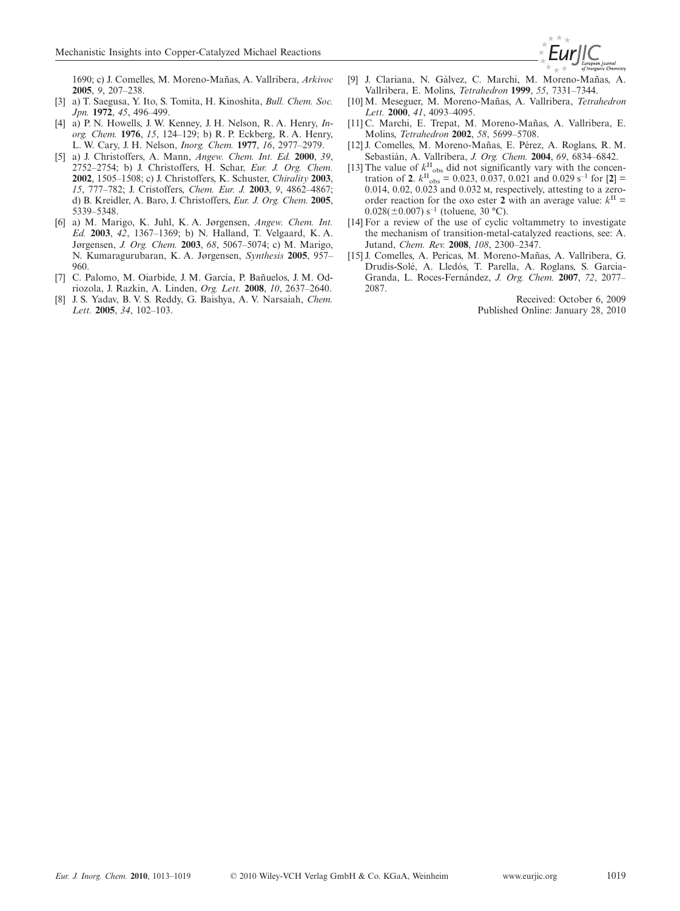1690; c) J. Comelles, M. Moreno-Mañas, A. Vallribera, *Arkivoc* **2005**, *9*, 207–238.

[3] a) T. Saegusa, Y. Ito, S. Tomita, H. Kinoshita, *Bull. Chem. Soc. Jpn.* **1972**, *45*, 496–499.

[4] a) P. N. Howells, J. W. Kenney, J. H. Nelson, R. A. Henry, *Inorg. Chem.* **1976**, *15*, 124–129; b) R. P. Eckberg, R. A. Henry, L. W. Cary, J. H. Nelson, *Inorg. Chem.* **1977**, *16*, 2977–2979.

[5] a) J. Christoffers, A. Mann, *Angew. Chem. Int. Ed.* **2000**, *39*, 2752–2754; b) J. Christoffers, H. Schar, *Eur. J. Org. Chem.* **2002**, 1505–1508; c) J. Christoffers, K. Schuster, *Chirality* **2003**, *15*, 777–782; J. Cristoffers, *Chem. Eur. J.* **2003**, *9*, 4862–4867; d) B. Kreidler, A. Baro, J. Christoffers, *Eur. J. Org. Chem.* **2005**, 5339–5348.

[6] a) M. Marigo, K. Juhl, K. A. Jørgensen, *Angew. Chem. Int. Ed.* **2003**, *42*, 1367–1369; b) N. Halland, T. Velgaard, K. A. Jørgensen, *J. Org. Chem.* **2003**, *68*, 5067–5074; c) M. Marigo, N. Kumaragurubaran, K. A. Jørgensen, *Synthesis* **2005**, 957–960.

[7] C. Palomo, M. Oiarbide, J. M. García, P. Bañuelos, J. M. Odriozola, J. Razkin, A. Linden, *Org. Lett.* **2008**, *10*, 2637–2640.

[8] J. S. Yadav, B. V. S. Reddy, G. Baishya, A. V. Narsaiah, *Chem. Lett.* **2005**, *34*, 102–103.

[9] J. Clariana, N. Gálvez, C. Marchi, M. Moreno-Mañas, A. Vallribera, E. Molins, *Tetrahedron* **1999**, *55*, 7331–7344.

[10] M. Meseguer, M. Moreno-Mañas, A. Vallribera, *Tetrahedron Lett.* **2000**, *41*, 4093–4095.

[11] C. Marchi, E. Trepat, M. Moreno-Mañas, A. Vallribera, E. Molins, *Tetrahedron* **2002**, *58*, 5699–5708.

[12] J. Comelles, M. Moreno-Mañas, E. Pérez, A. Roglans, R. M. Sebastián, A. Vallribera, *J. Org. Chem.* **2004**, *69*, 6834–6842.

[13] The value of $k^{II}_{obs}$ did not significantly vary with the concentration of **2**. $k^{II}_{obs}$ = 0.023, 0.037, 0.021 and 0.029 $s^{-1}$ for [**2**] = 0.014, 0.02, 0.023 and 0.032 M, respectively, attesting to a zero-order reaction for the oxo ester **2** with an average value: $k^{II}$ = 0.028(±0.007) $s^{-1}$ (toluene, 30 °C).

[14] For a review of the use of cyclic voltammetry to investigate the mechanism of transition-metal-catalyzed reactions, see: A. Jutand, *Chem. Rev.* **2008**, *108*, 2300–2347.

[15] J. Comelles, A. Pericas, M. Moreno-Mañas, A. Vallribera, G. Drudis-Solé, A. Lledós, T. Parella, A. Roglans, S. Garcia-Granda, L. Roces-Fernández, *J. Org. Chem.* **2007**, *72*, 2077–2087.

Received: October 6, 2009
Published Online: January 28, 2010